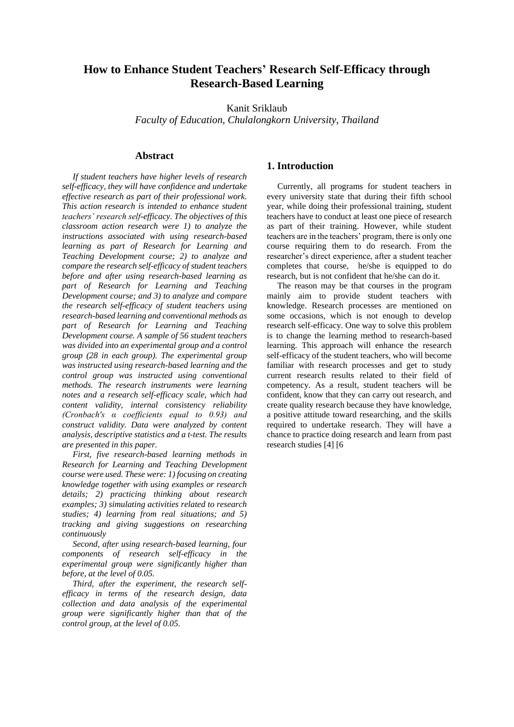# How to Enhance Student Teachers' Research Self-Efficacy through Research-Based Learning

Kanit Sriklaub

*Faculty of Education, Chulalongkorn University, Thailand*

## Abstract

*If student teachers have higher levels of research self-efficacy, they will have confidence and undertake effective research as part of their professional work. This action research is intended to enhance student teachers' research self-efficacy. The objectives of this classroom action research were 1) to analyze the instructions associated with using research-based learning as part of Research for Learning and Teaching Development course; 2) to analyze and compare the research self-efficacy of student teachers before and after using research-based learning as part of Research for Learning and Teaching Development course; and 3) to analyze and compare the research self-efficacy of student teachers using research-based learning and conventional methods as part of Research for Learning and Teaching Development course. A sample of 56 student teachers was divided into an experimental group and a control group (28 in each group). The experimental group was instructed using research-based learning and the control group was instructed using conventional methods. The research instruments were learning notes and a research self-efficacy scale, which had content validity, internal consistency reliability (Cronbach's α coefficients equal to 0.93) and construct validity. Data were analyzed by content analysis, descriptive statistics and a t-test. The results are presented in this paper.*

*First, five research-based learning methods in Research for Learning and Teaching Development course were used. These were: 1) focusing on creating knowledge together with using examples or research details; 2) practicing thinking about research examples; 3) simulating activities related to research studies; 4) learning from real situations; and 5) tracking and giving suggestions on researching continuously*

*Second, after using research-based learning, four components of research self-efficacy in the experimental group were significantly higher than before, at the level of 0.05.*

*Third, after the experiment, the research self-efficacy in terms of the research design, data collection and data analysis of the experimental group were significantly higher than that of the control group, at the level of 0.05.*

## 1. Introduction

Currently, all programs for student teachers in every university state that during their fifth school year, while doing their professional training, student teachers have to conduct at least one piece of research as part of their training. However, while student teachers are in the teachers' program, there is only one course requiring them to do research. From the researcher's direct experience, after a student teacher completes that course, he/she is equipped to do research, but is not confident that he/she can do it.

The reason may be that courses in the program mainly aim to provide student teachers with knowledge. Research processes are mentioned on some occasions, which is not enough to develop research self-efficacy. One way to solve this problem is to change the learning method to research-based learning. This approach will enhance the research self-efficacy of the student teachers, who will become familiar with research processes and get to study current research results related to their field of competency. As a result, student teachers will be confident, know that they can carry out research, and create quality research because they have knowledge, a positive attitude toward researching, and the skills required to undertake research. They will have a chance to practice doing research and learn from past research studies [4] [6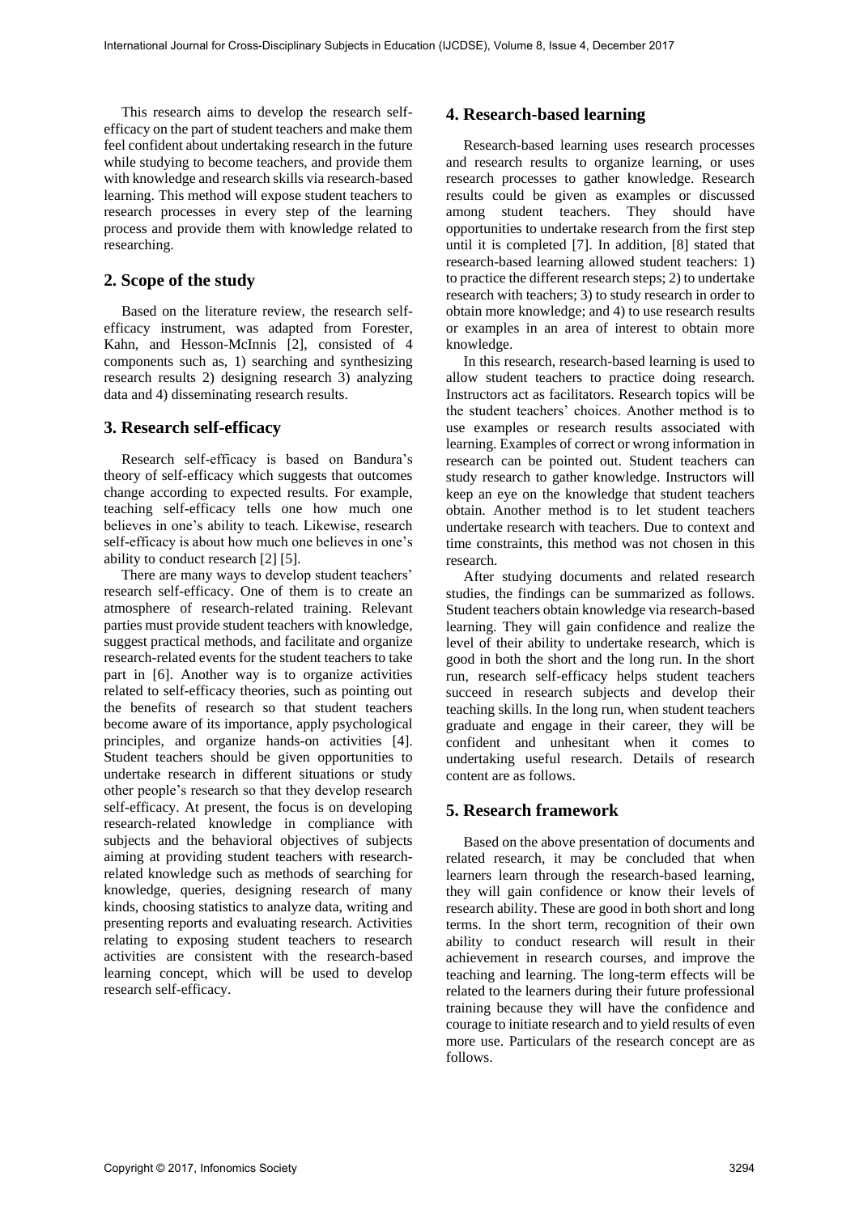This research aims to develop the research self-efficacy on the part of student teachers and make them feel confident about undertaking research in the future while studying to become teachers, and provide them with knowledge and research skills via research-based learning. This method will expose student teachers to research processes in every step of the learning process and provide them with knowledge related to researching.

## 2. Scope of the study

Based on the literature review, the research self-efficacy instrument, was adapted from Forester, Kahn, and Hesson-McInnis [2], consisted of 4 components such as, 1) searching and synthesizing research results 2) designing research 3) analyzing data and 4) disseminating research results.

## 3. Research self-efficacy

Research self-efficacy is based on Bandura's theory of self-efficacy which suggests that outcomes change according to expected results. For example, teaching self-efficacy tells one how much one believes in one's ability to teach. Likewise, research self-efficacy is about how much one believes in one's ability to conduct research [2] [5].

There are many ways to develop student teachers' research self-efficacy. One of them is to create an atmosphere of research-related training. Relevant parties must provide student teachers with knowledge, suggest practical methods, and facilitate and organize research-related events for the student teachers to take part in [6]. Another way is to organize activities related to self-efficacy theories, such as pointing out the benefits of research so that student teachers become aware of its importance, apply psychological principles, and organize hands-on activities [4]. Student teachers should be given opportunities to undertake research in different situations or study other people's research so that they develop research self-efficacy. At present, the focus is on developing research-related knowledge in compliance with subjects and the behavioral objectives of subjects aiming at providing student teachers with research-related knowledge such as methods of searching for knowledge, queries, designing research of many kinds, choosing statistics to analyze data, writing and presenting reports and evaluating research. Activities relating to exposing student teachers to research activities are consistent with the research-based learning concept, which will be used to develop research self-efficacy.

## 4. Research-based learning

Research-based learning uses research processes and research results to organize learning, or uses research processes to gather knowledge. Research results could be given as examples or discussed among student teachers. They should have opportunities to undertake research from the first step until it is completed [7]. In addition, [8] stated that research-based learning allowed student teachers: 1) to practice the different research steps; 2) to undertake research with teachers; 3) to study research in order to obtain more knowledge; and 4) to use research results or examples in an area of interest to obtain more knowledge.

In this research, research-based learning is used to allow student teachers to practice doing research. Instructors act as facilitators. Research topics will be the student teachers' choices. Another method is to use examples or research results associated with learning. Examples of correct or wrong information in research can be pointed out. Student teachers can study research to gather knowledge. Instructors will keep an eye on the knowledge that student teachers obtain. Another method is to let student teachers undertake research with teachers. Due to context and time constraints, this method was not chosen in this research.

After studying documents and related research studies, the findings can be summarized as follows. Student teachers obtain knowledge via research-based learning. They will gain confidence and realize the level of their ability to undertake research, which is good in both the short and the long run. In the short run, research self-efficacy helps student teachers succeed in research subjects and develop their teaching skills. In the long run, when student teachers graduate and engage in their career, they will be confident and unhesitant when it comes to undertaking useful research. Details of research content are as follows.

## 5. Research framework

Based on the above presentation of documents and related research, it may be concluded that when learners learn through the research-based learning, they will gain confidence or know their levels of research ability. These are good in both short and long terms. In the short term, recognition of their own ability to conduct research will result in their achievement in research courses, and improve the teaching and learning. The long-term effects will be related to the learners during their future professional training because they will have the confidence and courage to initiate research and to yield results of even more use. Particulars of the research concept are as follows.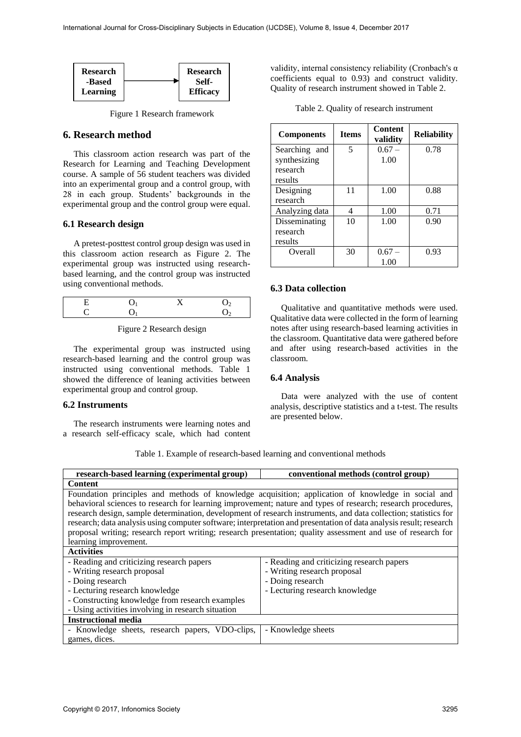| Research -Based Learning | → | Research Self-Efficacy |
|---|---|---|

Figure 1 Research framework

## 6. Research method

This classroom action research was part of the Research for Learning and Teaching Development course. A sample of 56 student teachers was divided into an experimental group and a control group, with 28 in each group. Students' backgrounds in the experimental group and the control group were equal.

### 6.1 Research design

A pretest-posttest control group design was used in this classroom action research as Figure 2. The experimental group was instructed using research-based learning, and the control group was instructed using conventional methods.

| E | $O_1$ | X | $O_2$ |
|---|---|---|---|
| C | $O_1$ | | $O_2$ |

Figure 2 Research design

The experimental group was instructed using research-based learning and the control group was instructed using conventional methods. Table 1 showed the difference of leaning activities between experimental group and control group.

### 6.2 Instruments

The research instruments were learning notes and a research self-efficacy scale, which had content validity, internal consistency reliability (Cronbach's α coefficients equal to 0.93) and construct validity. Quality of research instrument showed in Table 2.

Table 2. Quality of research instrument

| Components | Items | Content validity | Reliability |
|---|---|---|---|
| Searching and synthesizing research results | 5 | 0.67 – 1.00 | 0.78 |
| Designing research | 11 | 1.00 | 0.88 |
| Analyzing data | 4 | 1.00 | 0.71 |
| Disseminating research results | 10 | 1.00 | 0.90 |
| Overall | 30 | 0.67 – 1.00 | 0.93 |

### 6.3 Data collection

Qualitative and quantitative methods were used. Qualitative data were collected in the form of learning notes after using research-based learning activities in the classroom. Quantitative data were gathered before and after using research-based activities in the classroom.

### 6.4 Analysis

Data were analyzed with the use of content analysis, descriptive statistics and a t-test. The results are presented below.

Table 1. Example of research-based learning and conventional methods

| research-based learning (experimental group) | conventional methods (control group) |
|---|---|
| **Content** | |
| Foundation principles and methods of knowledge acquisition; application of knowledge in social and behavioral sciences to research for learning improvement; nature and types of research; research procedures, research design, sample determination, development of research instruments, and data collection; statistics for research; data analysis using computer software; interpretation and presentation of data analysis result; research proposal writing; research report writing; research presentation; quality assessment and use of research for learning improvement. | |
| **Activities** | |
| - Reading and criticizing research papers<br>- Writing research proposal<br>- Doing research<br>- Lecturing research knowledge<br>- Constructing knowledge from research examples<br>- Using activities involving in research situation | - Reading and criticizing research papers<br>- Writing research proposal<br>- Doing research<br>- Lecturing research knowledge |
| **Instructional media** | |
| - Knowledge sheets, research papers, VDO-clips, games, dices. | - Knowledge sheets |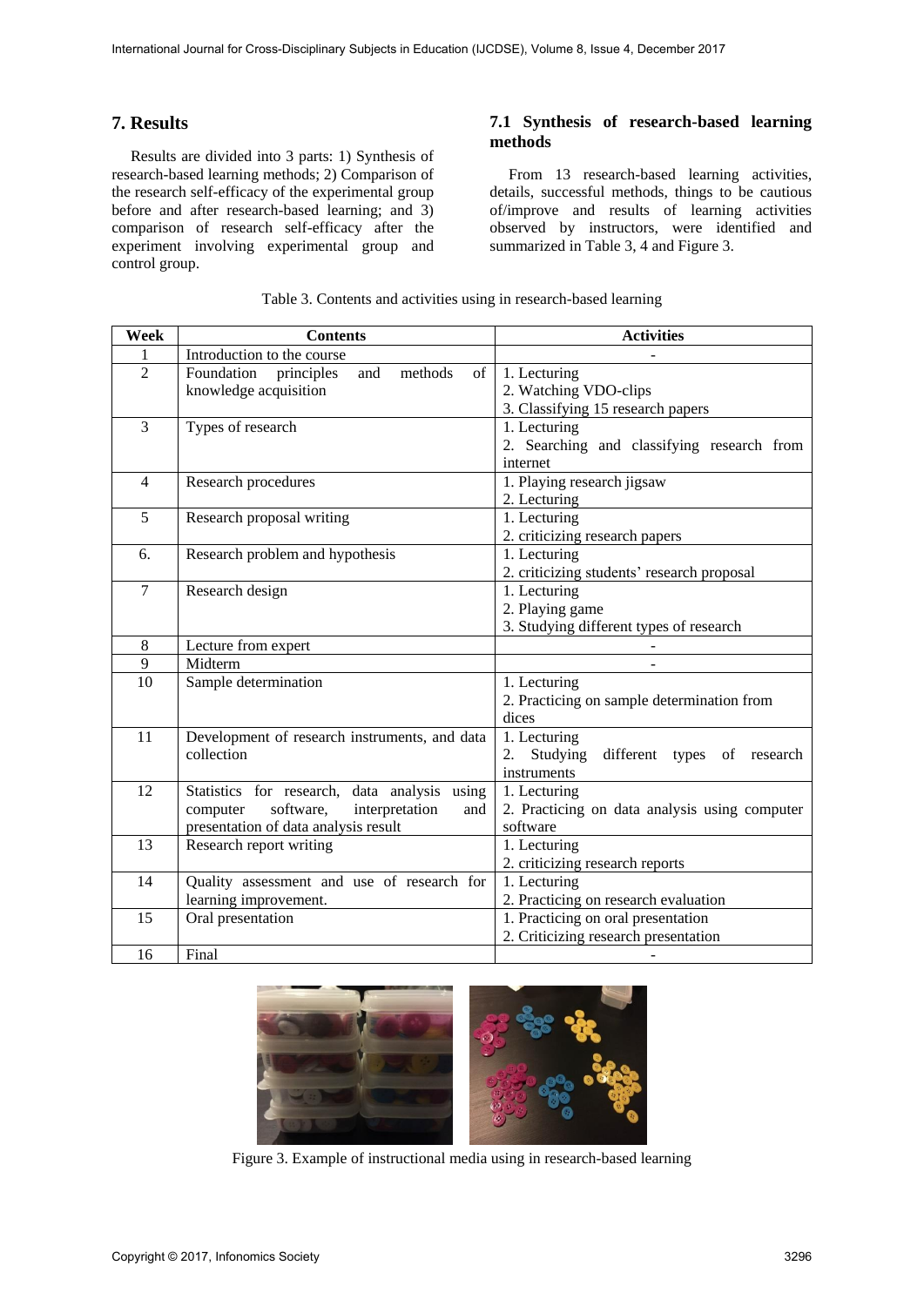## 7. Results

Results are divided into 3 parts: 1) Synthesis of research-based learning methods; 2) Comparison of the research self-efficacy of the experimental group before and after research-based learning; and 3) comparison of research self-efficacy after the experiment involving experimental group and control group.

### 7.1 Synthesis of research-based learning methods

From 13 research-based learning activities, details, successful methods, things to be cautious of/improve and results of learning activities observed by instructors, were identified and summarized in Table 3, 4 and Figure 3.

Table 3. Contents and activities using in research-based learning

| Week | Contents | Activities |
|---|---|---|
| 1 | Introduction to the course | - |
| 2 | Foundation principles and methods of knowledge acquisition | 1. Lecturing<br>2. Watching VDO-clips<br>3. Classifying 15 research papers |
| 3 | Types of research | 1. Lecturing<br>2. Searching and classifying research from internet |
| 4 | Research procedures | 1. Playing research jigsaw<br>2. Lecturing |
| 5 | Research proposal writing | 1. Lecturing<br>2. criticizing research papers |
| 6. | Research problem and hypothesis | 1. Lecturing<br>2. criticizing students' research proposal |
| 7 | Research design | 1. Lecturing<br>2. Playing game<br>3. Studying different types of research |
| 8 | Lecture from expert | - |
| 9 | Midterm | - |
| 10 | Sample determination | 1. Lecturing<br>2. Practicing on sample determination from dices |
| 11 | Development of research instruments, and data collection | 1. Lecturing<br>2. Studying different types of research instruments |
| 12 | Statistics for research, data analysis using computer software, interpretation and presentation of data analysis result | 1. Lecturing<br>2. Practicing on data analysis using computer software |
| 13 | Research report writing | 1. Lecturing<br>2. criticizing research reports |
| 14 | Quality assessment and use of research for learning improvement. | 1. Lecturing<br>2. Practicing on research evaluation |
| 15 | Oral presentation | 1. Practicing on oral presentation<br>2. Criticizing research presentation |
| 16 | Final | - |

Figure 3. Example of instructional media using in research-based learning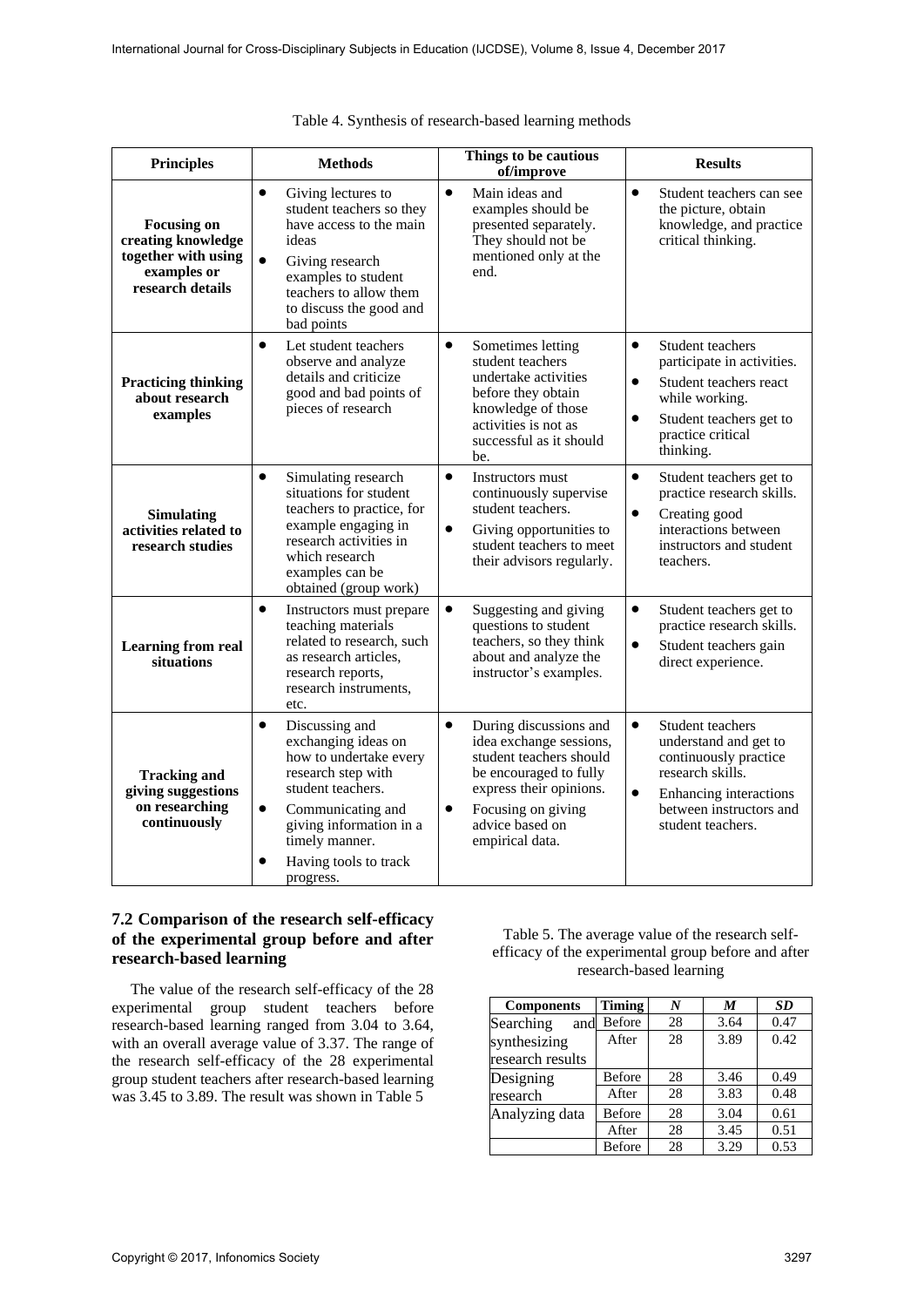Table 4. Synthesis of research-based learning methods

| Principles | Methods | Things to be cautious of/improve | Results |
|---|---|---|---|
| **Focusing on creating knowledge together with using examples or research details** | • Giving lectures to student teachers so they have access to the main ideas<br>• Giving research examples to student teachers to allow them to discuss the good and bad points | • Main ideas and examples should be presented separately. They should not be mentioned only at the end. | • Student teachers can see the picture, obtain knowledge, and practice critical thinking. |
| **Practicing thinking about research examples** | • Let student teachers observe and analyze details and criticize good and bad points of pieces of research | • Sometimes letting student teachers undertake activities before they obtain knowledge of those activities is not as successful as it should be. | • Student teachers participate in activities.<br>• Student teachers react while working.<br>• Student teachers get to practice critical thinking. |
| **Simulating activities related to research studies** | • Simulating research situations for student teachers to practice, for example engaging in research activities in which research examples can be obtained (group work) | • Instructors must continuously supervise student teachers.<br>• Giving opportunities to student teachers to meet their advisors regularly. | • Student teachers get to practice research skills.<br>• Creating good interactions between instructors and student teachers. |
| **Learning from real situations** | • Instructors must prepare teaching materials related to research, such as research articles, research reports, research instruments, etc. | • Suggesting and giving questions to student teachers, so they think about and analyze the instructor's examples. | • Student teachers get to practice research skills.<br>• Student teachers gain direct experience. |
| **Tracking and giving suggestions on researching continuously** | • Discussing and exchanging ideas on how to undertake every research step with student teachers.<br>• Communicating and giving information in a timely manner.<br>• Having tools to track progress. | • During discussions and idea exchange sessions, student teachers should be encouraged to fully express their opinions.<br>• Focusing on giving advice based on empirical data. | • Student teachers understand and get to continuously practice research skills.<br>• Enhancing interactions between instructors and student teachers. |

### 7.2 Comparison of the research self-efficacy of the experimental group before and after research-based learning

The value of the research self-efficacy of the 28 experimental group student teachers before research-based learning ranged from 3.04 to 3.64, with an overall average value of 3.37. The range of the research self-efficacy of the 28 experimental group student teachers after research-based learning was 3.45 to 3.89. The result was shown in Table 5

Table 5. The average value of the research self-efficacy of the experimental group before and after research-based learning

| Components | Timing | *N* | *M* | *SD* |
|---|---|---|---|---|
| Searching and synthesizing research results | Before | 28 | 3.64 | 0.47 |
| | After | 28 | 3.89 | 0.42 |
| Designing research | Before | 28 | 3.46 | 0.49 |
| | After | 28 | 3.83 | 0.48 |
| Analyzing data | Before | 28 | 3.04 | 0.61 |
| | After | 28 | 3.45 | 0.51 |
| | Before | 28 | 3.29 | 0.53 |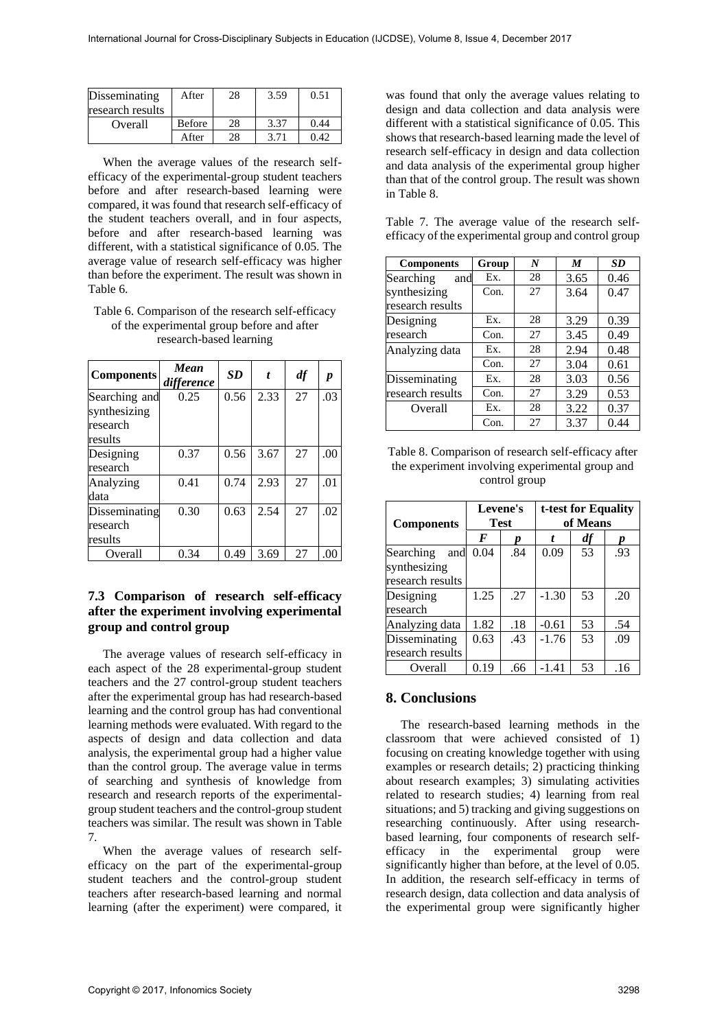| Disseminating research results | After | 28 | 3.59 | 0.51 |
|---|---|---|---|---|
| Overall | Before | 28 | 3.37 | 0.44 |
| | After | 28 | 3.71 | 0.42 |

When the average values of the research self-efficacy of the experimental-group student teachers before and after research-based learning were compared, it was found that research self-efficacy of the student teachers overall, and in four aspects, before and after research-based learning was different, with a statistical significance of 0.05. The average value of research self-efficacy was higher than before the experiment. The result was shown in Table 6.

Table 6. Comparison of the research self-efficacy of the experimental group before and after research-based learning

| Components | *Mean difference* | *SD* | *t* | *df* | *p* |
|---|---|---|---|---|---|
| Searching and synthesizing research results | 0.25 | 0.56 | 2.33 | 27 | .03 |
| Designing research | 0.37 | 0.56 | 3.67 | 27 | .00 |
| Analyzing data | 0.41 | 0.74 | 2.93 | 27 | .01 |
| Disseminating research results | 0.30 | 0.63 | 2.54 | 27 | .02 |
| Overall | 0.34 | 0.49 | 3.69 | 27 | .00 |

### 7.3 Comparison of research self-efficacy after the experiment involving experimental group and control group

The average values of research self-efficacy in each aspect of the 28 experimental-group student teachers and the 27 control-group student teachers after the experimental group has had research-based learning and the control group has had conventional learning methods were evaluated. With regard to the aspects of design and data collection and data analysis, the experimental group had a higher value than the control group. The average value in terms of searching and synthesis of knowledge from research and research reports of the experimental-group student teachers and the control-group student teachers was similar. The result was shown in Table 7.

When the average values of research self-efficacy on the part of the experimental-group student teachers and the control-group student teachers after research-based learning and normal learning (after the experiment) were compared, it was found that only the average values relating to design and data collection and data analysis were different with a statistical significance of 0.05. This shows that research-based learning made the level of research self-efficacy in design and data collection and data analysis of the experimental group higher than that of the control group. The result was shown in Table 8.

Table 7. The average value of the research self-efficacy of the experimental group and control group

| Components | Group | *N* | *M* | *SD* |
|---|---|---|---|---|
| Searching and synthesizing research results | Ex. | 28 | 3.65 | 0.46 |
| | Con. | 27 | 3.64 | 0.47 |
| Designing research | Ex. | 28 | 3.29 | 0.39 |
| | Con. | 27 | 3.45 | 0.49 |
| Analyzing data | Ex. | 28 | 2.94 | 0.48 |
| | Con. | 27 | 3.04 | 0.61 |
| Disseminating research results | Ex. | 28 | 3.03 | 0.56 |
| | Con. | 27 | 3.29 | 0.53 |
| Overall | Ex. | 28 | 3.22 | 0.37 |
| | Con. | 27 | 3.37 | 0.44 |

Table 8. Comparison of research self-efficacy after the experiment involving experimental group and control group

| Components | Levene's Test | | t-test for Equality of Means | | |
|---|---|---|---|---|---|
| | *F* | *p* | *t* | *df* | *p* |
| Searching and synthesizing research results | 0.04 | .84 | 0.09 | 53 | .93 |
| Designing research | 1.25 | .27 | -1.30 | 53 | .20 |
| Analyzing data | 1.82 | .18 | -0.61 | 53 | .54 |
| Disseminating research results | 0.63 | .43 | -1.76 | 53 | .09 |
| Overall | 0.19 | .66 | -1.41 | 53 | .16 |

## 8. Conclusions

The research-based learning methods in the classroom that were achieved consisted of 1) focusing on creating knowledge together with using examples or research details; 2) practicing thinking about research examples; 3) simulating activities related to research studies; 4) learning from real situations; and 5) tracking and giving suggestions on researching continuously. After using research-based learning, four components of research self-efficacy in the experimental group were significantly higher than before, at the level of 0.05. In addition, the research self-efficacy in terms of research design, data collection and data analysis of the experimental group were significantly higher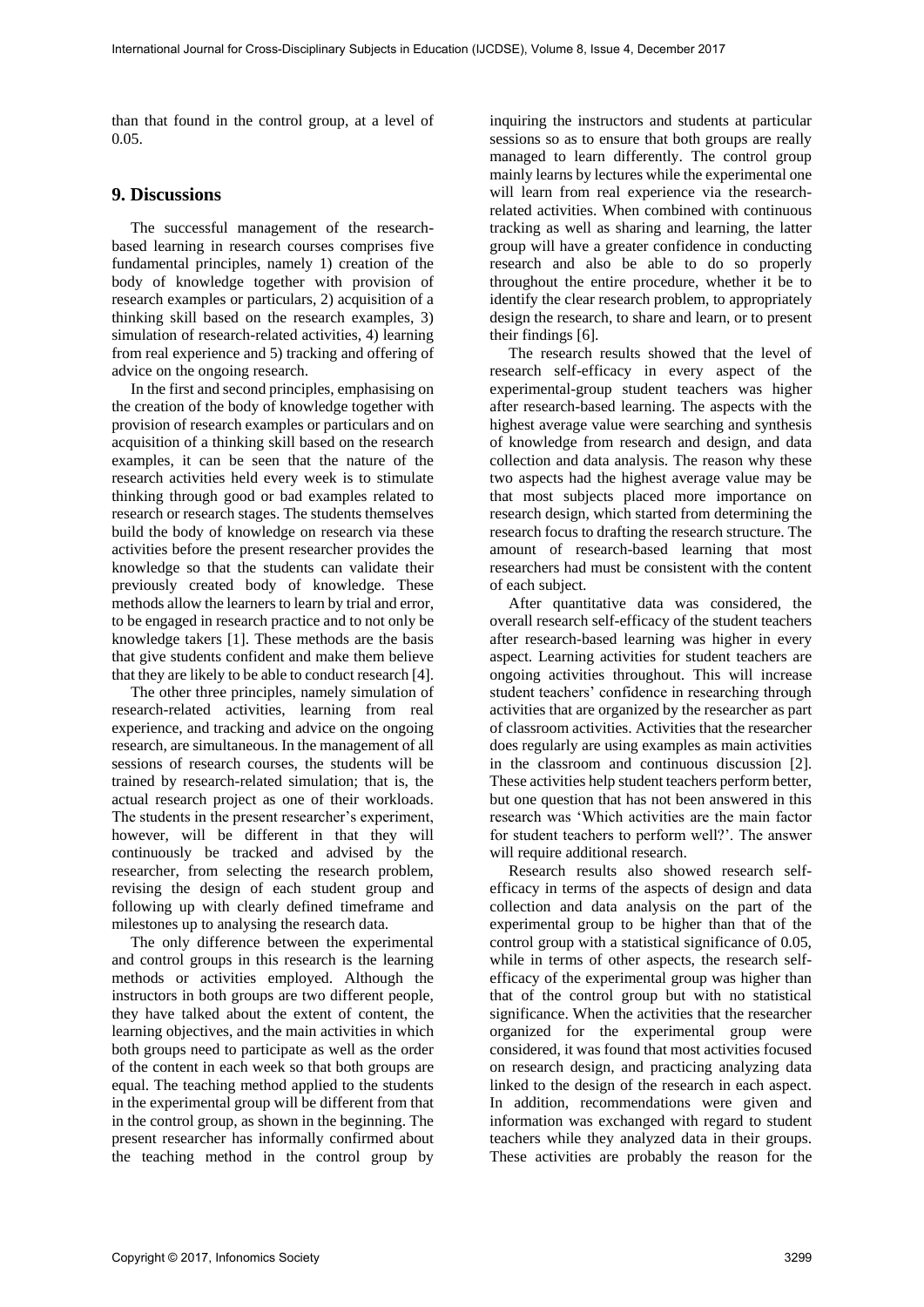than that found in the control group, at a level of 0.05.

## 9. Discussions

The successful management of the research-based learning in research courses comprises five fundamental principles, namely 1) creation of the body of knowledge together with provision of research examples or particulars, 2) acquisition of a thinking skill based on the research examples, 3) simulation of research-related activities, 4) learning from real experience and 5) tracking and offering of advice on the ongoing research.

In the first and second principles, emphasising on the creation of the body of knowledge together with provision of research examples or particulars and on acquisition of a thinking skill based on the research examples, it can be seen that the nature of the research activities held every week is to stimulate thinking through good or bad examples related to research or research stages. The students themselves build the body of knowledge on research via these activities before the present researcher provides the knowledge so that the students can validate their previously created body of knowledge. These methods allow the learners to learn by trial and error, to be engaged in research practice and to not only be knowledge takers [1]. These methods are the basis that give students confident and make them believe that they are likely to be able to conduct research [4].

The other three principles, namely simulation of research-related activities, learning from real experience, and tracking and advice on the ongoing research, are simultaneous. In the management of all sessions of research courses, the students will be trained by research-related simulation; that is, the actual research project as one of their workloads. The students in the present researcher's experiment, however, will be different in that they will continuously be tracked and advised by the researcher, from selecting the research problem, revising the design of each student group and following up with clearly defined timeframe and milestones up to analysing the research data.

The only difference between the experimental and control groups in this research is the learning methods or activities employed. Although the instructors in both groups are two different people, they have talked about the extent of content, the learning objectives, and the main activities in which both groups need to participate as well as the order of the content in each week so that both groups are equal. The teaching method applied to the students in the experimental group will be different from that in the control group, as shown in the beginning. The present researcher has informally confirmed about the teaching method in the control group by inquiring the instructors and students at particular sessions so as to ensure that both groups are really managed to learn differently. The control group mainly learns by lectures while the experimental one will learn from real experience via the research-related activities. When combined with continuous tracking as well as sharing and learning, the latter group will have a greater confidence in conducting research and also be able to do so properly throughout the entire procedure, whether it be to identify the clear research problem, to appropriately design the research, to share and learn, or to present their findings [6].

The research results showed that the level of research self-efficacy in every aspect of the experimental-group student teachers was higher after research-based learning. The aspects with the highest average value were searching and synthesis of knowledge from research and design, and data collection and data analysis. The reason why these two aspects had the highest average value may be that most subjects placed more importance on research design, which started from determining the research focus to drafting the research structure. The amount of research-based learning that most researchers had must be consistent with the content of each subject.

After quantitative data was considered, the overall research self-efficacy of the student teachers after research-based learning was higher in every aspect. Learning activities for student teachers are ongoing activities throughout. This will increase student teachers' confidence in researching through activities that are organized by the researcher as part of classroom activities. Activities that the researcher does regularly are using examples as main activities in the classroom and continuous discussion [2]. These activities help student teachers perform better, but one question that has not been answered in this research was 'Which activities are the main factor for student teachers to perform well?'. The answer will require additional research.

Research results also showed research self-efficacy in terms of the aspects of design and data collection and data analysis on the part of the experimental group to be higher than that of the control group with a statistical significance of 0.05, while in terms of other aspects, the research self-efficacy of the experimental group was higher than that of the control group but with no statistical significance. When the activities that the researcher organized for the experimental group were considered, it was found that most activities focused on research design, and practicing analyzing data linked to the design of the research in each aspect. In addition, recommendations were given and information was exchanged with regard to student teachers while they analyzed data in their groups. These activities are probably the reason for the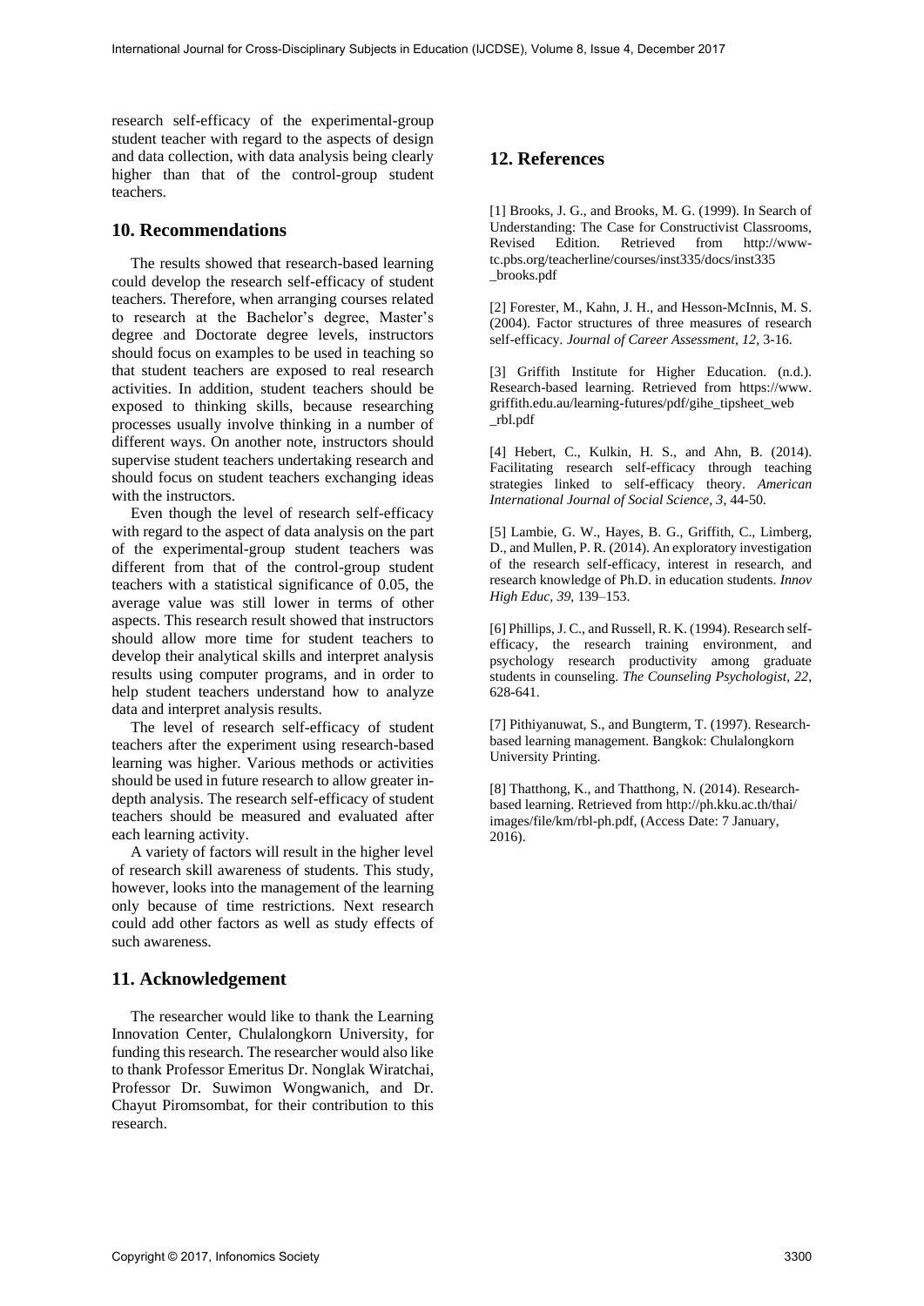research self-efficacy of the experimental-group student teacher with regard to the aspects of design and data collection, with data analysis being clearly higher than that of the control-group student teachers.

## 10. Recommendations

The results showed that research-based learning could develop the research self-efficacy of student teachers. Therefore, when arranging courses related to research at the Bachelor's degree, Master's degree and Doctorate degree levels, instructors should focus on examples to be used in teaching so that student teachers are exposed to real research activities. In addition, student teachers should be exposed to thinking skills, because researching processes usually involve thinking in a number of different ways. On another note, instructors should supervise student teachers undertaking research and should focus on student teachers exchanging ideas with the instructors.

Even though the level of research self-efficacy with regard to the aspect of data analysis on the part of the experimental-group student teachers was different from that of the control-group student teachers with a statistical significance of 0.05, the average value was still lower in terms of other aspects. This research result showed that instructors should allow more time for student teachers to develop their analytical skills and interpret analysis results using computer programs, and in order to help student teachers understand how to analyze data and interpret analysis results.

The level of research self-efficacy of student teachers after the experiment using research-based learning was higher. Various methods or activities should be used in future research to allow greater in-depth analysis. The research self-efficacy of student teachers should be measured and evaluated after each learning activity.

A variety of factors will result in the higher level of research skill awareness of students. This study, however, looks into the management of the learning only because of time restrictions. Next research could add other factors as well as study effects of such awareness.

## 11. Acknowledgement

The researcher would like to thank the Learning Innovation Center, Chulalongkorn University, for funding this research. The researcher would also like to thank Professor Emeritus Dr. Nonglak Wiratchai, Professor Dr. Suwimon Wongwanich, and Dr. Chayut Piromsombat, for their contribution to this research.

## 12. References

[1] Brooks, J. G., and Brooks, M. G. (1999). In Search of Understanding: The Case for Constructivist Classrooms, Revised Edition. Retrieved from http://www-tc.pbs.org/teacherline/courses/inst335/docs/inst335_brooks.pdf

[2] Forester, M., Kahn, J. H., and Hesson-McInnis, M. S. (2004). Factor structures of three measures of research self-efficacy. *Journal of Career Assessment*, *12*, 3-16.

[3] Griffith Institute for Higher Education. (n.d.). Research-based learning. Retrieved from https://www.griffith.edu.au/learning-futures/pdf/gihe_tipsheet_web_rbl.pdf

[4] Hebert, C., Kulkin, H. S., and Ahn, B. (2014). Facilitating research self-efficacy through teaching strategies linked to self-efficacy theory. *American International Journal of Social Science*, *3*, 44-50.

[5] Lambie, G. W., Hayes, B. G., Griffith, C., Limberg, D., and Mullen, P. R. (2014). An exploratory investigation of the research self-efficacy, interest in research, and research knowledge of Ph.D. in education students. *Innov High Educ*, *39*, 139–153.

[6] Phillips, J. C., and Russell, R. K. (1994). Research self-efficacy, the research training environment, and psychology research productivity among graduate students in counseling. *The Counseling Psychologist*, *22*, 628-641.

[7] Pithiyanuwat, S., and Bungterm, T. (1997). Research-based learning management. Bangkok: Chulalongkorn University Printing.

[8] Thatthong, K., and Thatthong, N. (2014). Research-based learning. Retrieved from http://ph.kku.ac.th/thai/images/file/km/rbl-ph.pdf, (Access Date: 7 January, 2016).